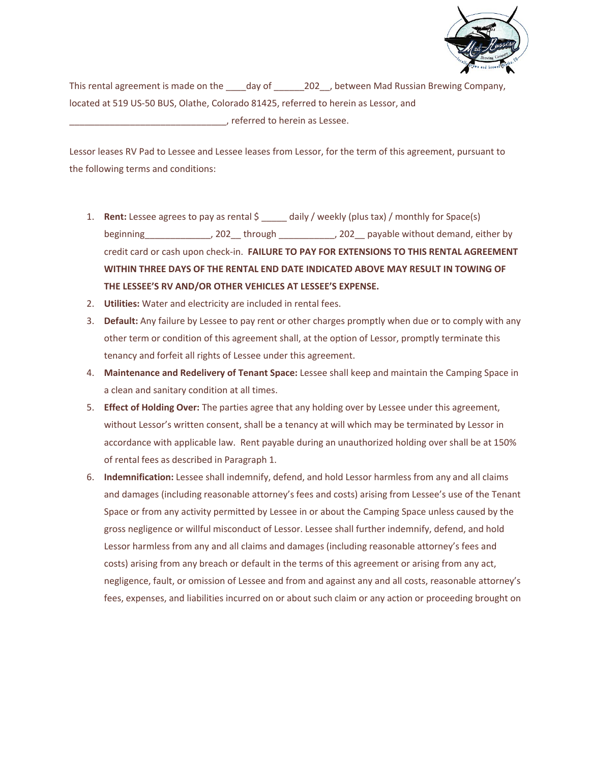This rental agreement is made on the ____day of ______202__, between Mad Russian Brewing Company, located at 519 US-50 BUS, Olathe, Colorado 81425, referred to herein as Lessor, and _______________________________, referred to herein as Lessee.

Lessor leases RV Pad to Lessee and Lessee leases from Lessor, for the term of this agreement, pursuant to the following terms and conditions:

1. **Rent:** Lessee agrees to pay as rental $ _____ daily / weekly (plus tax) / monthly for Space(s) beginning_____________, 202__ through ___________, 202__ payable without demand, either by credit card or cash upon check-in. **FAILURE TO PAY FOR EXTENSIONS TO THIS RENTAL AGREEMENT WITHIN THREE DAYS OF THE RENTAL END DATE INDICATED ABOVE MAY RESULT IN TOWING OF THE LESSEE'S RV AND/OR OTHER VEHICLES AT LESSEE'S EXPENSE.**
2. **Utilities:** Water and electricity are included in rental fees.
3. **Default:** Any failure by Lessee to pay rent or other charges promptly when due or to comply with any other term or condition of this agreement shall, at the option of Lessor, promptly terminate this tenancy and forfeit all rights of Lessee under this agreement.
4. **Maintenance and Redelivery of Tenant Space:** Lessee shall keep and maintain the Camping Space in a clean and sanitary condition at all times.
5. **Effect of Holding Over:** The parties agree that any holding over by Lessee under this agreement, without Lessor's written consent, shall be a tenancy at will which may be terminated by Lessor in accordance with applicable law. Rent payable during an unauthorized holding over shall be at 150% of rental fees as described in Paragraph 1.
6. **Indemnification:** Lessee shall indemnify, defend, and hold Lessor harmless from any and all claims and damages (including reasonable attorney's fees and costs) arising from Lessee's use of the Tenant Space or from any activity permitted by Lessee in or about the Camping Space unless caused by the gross negligence or willful misconduct of Lessor. Lessee shall further indemnify, defend, and hold Lessor harmless from any and all claims and damages (including reasonable attorney's fees and costs) arising from any breach or default in the terms of this agreement or arising from any act, negligence, fault, or omission of Lessee and from and against any and all costs, reasonable attorney's fees, expenses, and liabilities incurred on or about such claim or any action or proceeding brought on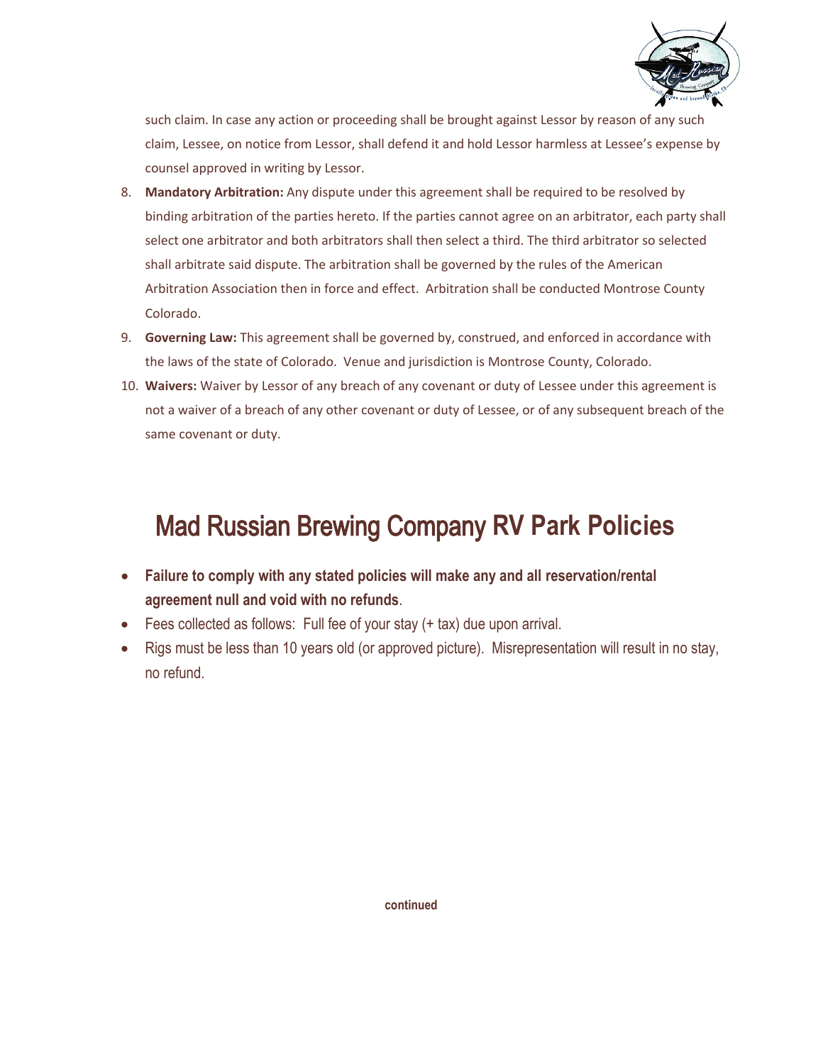such claim. In case any action or proceeding shall be brought against Lessor by reason of any such claim, Lessee, on notice from Lessor, shall defend it and hold Lessor harmless at Lessee's expense by counsel approved in writing by Lessor.

8. **Mandatory Arbitration:** Any dispute under this agreement shall be required to be resolved by binding arbitration of the parties hereto. If the parties cannot agree on an arbitrator, each party shall select one arbitrator and both arbitrators shall then select a third. The third arbitrator so selected shall arbitrate said dispute. The arbitration shall be governed by the rules of the American Arbitration Association then in force and effect. Arbitration shall be conducted Montrose County Colorado.
9. **Governing Law:** This agreement shall be governed by, construed, and enforced in accordance with the laws of the state of Colorado. Venue and jurisdiction is Montrose County, Colorado.
10. **Waivers:** Waiver by Lessor of any breach of any covenant or duty of Lessee under this agreement is not a waiver of a breach of any other covenant or duty of Lessee, or of any subsequent breach of the same covenant or duty.

# Mad Russian Brewing Company RV Park Policies

- **Failure to comply with any stated policies will make any and all reservation/rental agreement null and void with no refunds**.
- Fees collected as follows: Full fee of your stay (+ tax) due upon arrival.
- Rigs must be less than 10 years old (or approved picture). Misrepresentation will result in no stay, no refund.

**continued**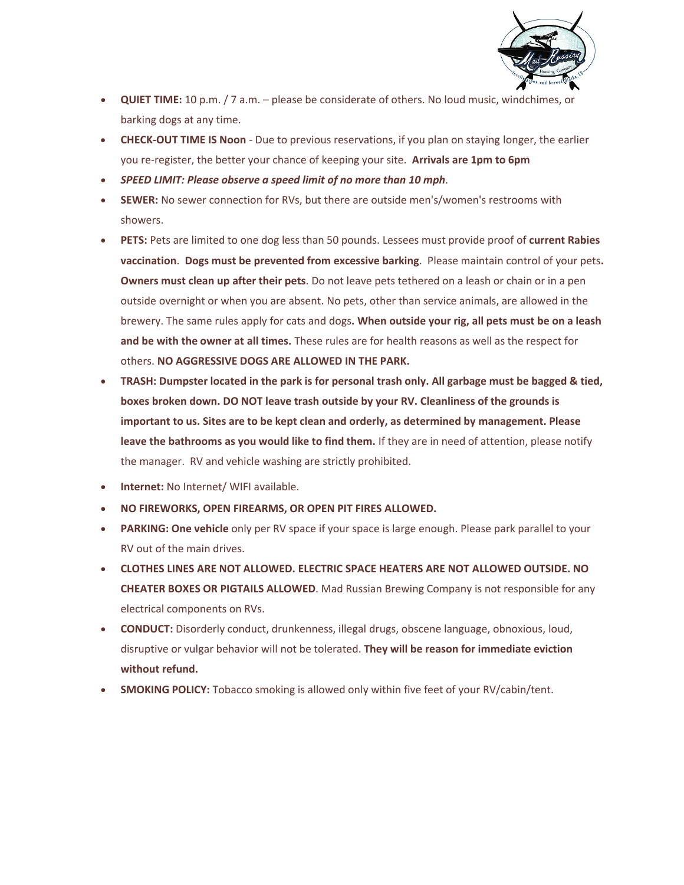- **QUIET TIME:** 10 p.m. / 7 a.m. – please be considerate of others. No loud music, windchimes, or barking dogs at any time.
- **CHECK-OUT TIME IS Noon** - Due to previous reservations, if you plan on staying longer, the earlier you re-register, the better your chance of keeping your site. **Arrivals are 1pm to 6pm**
- ***SPEED LIMIT: Please observe a speed limit of no more than 10 mph***.
- **SEWER:** No sewer connection for RVs, but there are outside men's/women's restrooms with showers.
- **PETS:** Pets are limited to one dog less than 50 pounds. Lessees must provide proof of **current Rabies vaccination**. **Dogs must be prevented from excessive barking**. Please maintain control of your pets**. Owners must clean up after their pets**. Do not leave pets tethered on a leash or chain or in a pen outside overnight or when you are absent. No pets, other than service animals, are allowed in the brewery. The same rules apply for cats and dogs**. When outside your rig, all pets must be on a leash and be with the owner at all times.** These rules are for health reasons as well as the respect for others. **NO AGGRESSIVE DOGS ARE ALLOWED IN THE PARK.**
- **TRASH: Dumpster located in the park is for personal trash only. All garbage must be bagged & tied, boxes broken down. DO NOT leave trash outside by your RV. Cleanliness of the grounds is important to us. Sites are to be kept clean and orderly, as determined by management. Please leave the bathrooms as you would like to find them.** If they are in need of attention, please notify the manager. RV and vehicle washing are strictly prohibited.
- **Internet:** No Internet/ WIFI available.
- **NO FIREWORKS, OPEN FIREARMS, OR OPEN PIT FIRES ALLOWED.**
- **PARKING: One vehicle** only per RV space if your space is large enough. Please park parallel to your RV out of the main drives.
- **CLOTHES LINES ARE NOT ALLOWED. ELECTRIC SPACE HEATERS ARE NOT ALLOWED OUTSIDE. NO CHEATER BOXES OR PIGTAILS ALLOWED**. Mad Russian Brewing Company is not responsible for any electrical components on RVs.
- **CONDUCT:** Disorderly conduct, drunkenness, illegal drugs, obscene language, obnoxious, loud, disruptive or vulgar behavior will not be tolerated. **They will be reason for immediate eviction without refund.**
- **SMOKING POLICY:** Tobacco smoking is allowed only within five feet of your RV/cabin/tent.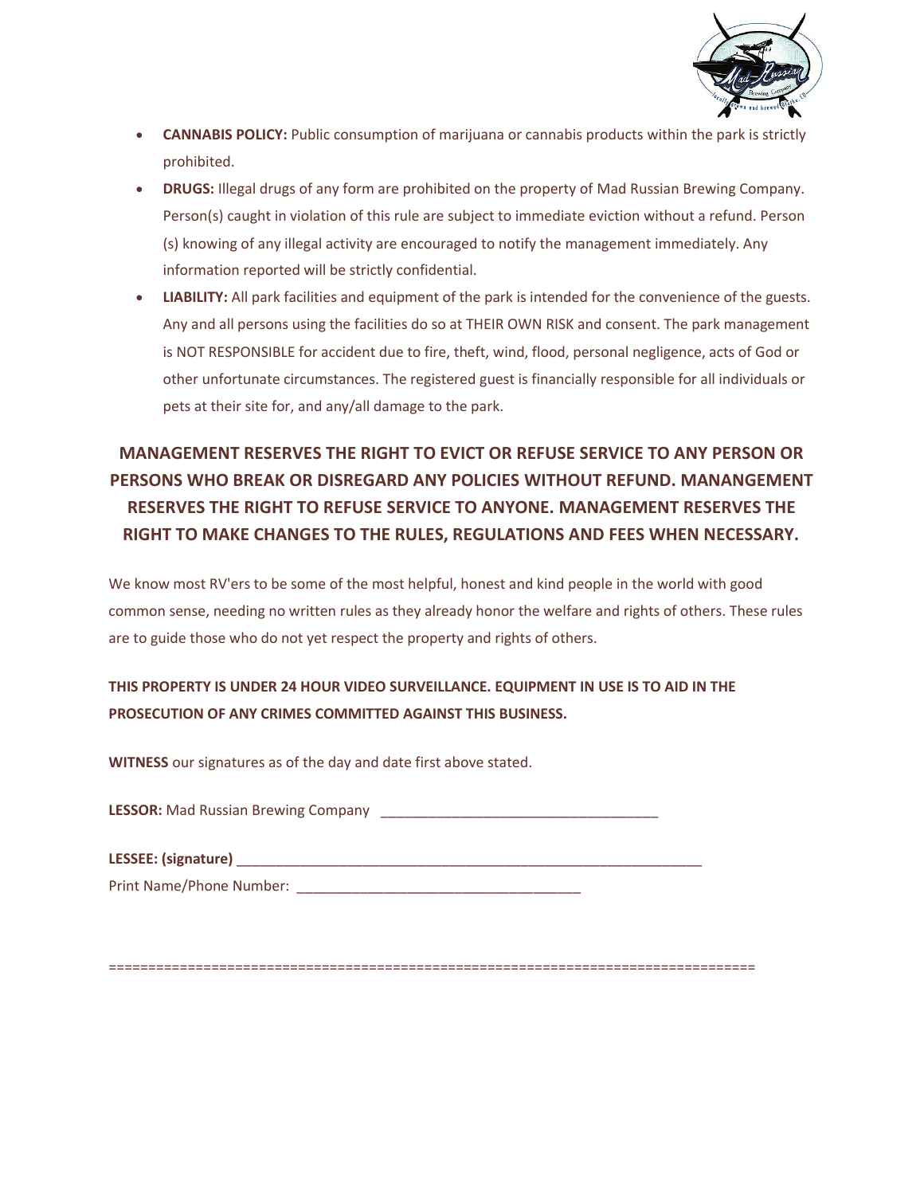- **CANNABIS POLICY:** Public consumption of marijuana or cannabis products within the park is strictly prohibited.
- **DRUGS:** Illegal drugs of any form are prohibited on the property of Mad Russian Brewing Company. Person(s) caught in violation of this rule are subject to immediate eviction without a refund. Person (s) knowing of any illegal activity are encouraged to notify the management immediately. Any information reported will be strictly confidential.
- **LIABILITY:** All park facilities and equipment of the park is intended for the convenience of the guests. Any and all persons using the facilities do so at THEIR OWN RISK and consent. The park management is NOT RESPONSIBLE for accident due to fire, theft, wind, flood, personal negligence, acts of God or other unfortunate circumstances. The registered guest is financially responsible for all individuals or pets at their site for, and any/all damage to the park.

**MANAGEMENT RESERVES THE RIGHT TO EVICT OR REFUSE SERVICE TO ANY PERSON OR PERSONS WHO BREAK OR DISREGARD ANY POLICIES WITHOUT REFUND. MANANGEMENT RESERVES THE RIGHT TO REFUSE SERVICE TO ANYONE. MANAGEMENT RESERVES THE RIGHT TO MAKE CHANGES TO THE RULES, REGULATIONS AND FEES WHEN NECESSARY.**

We know most RV'ers to be some of the most helpful, honest and kind people in the world with good common sense, needing no written rules as they already honor the welfare and rights of others. These rules are to guide those who do not yet respect the property and rights of others.

**THIS PROPERTY IS UNDER 24 HOUR VIDEO SURVEILLANCE. EQUIPMENT IN USE IS TO AID IN THE PROSECUTION OF ANY CRIMES COMMITTED AGAINST THIS BUSINESS.**

**WITNESS** our signatures as of the day and date first above stated.

**LESSOR:** Mad Russian Brewing Company ___________________________________

**LESSEE: (signature)** ___________________________________________________________

Print Name/Phone Number: ____________________________________

================================================================================